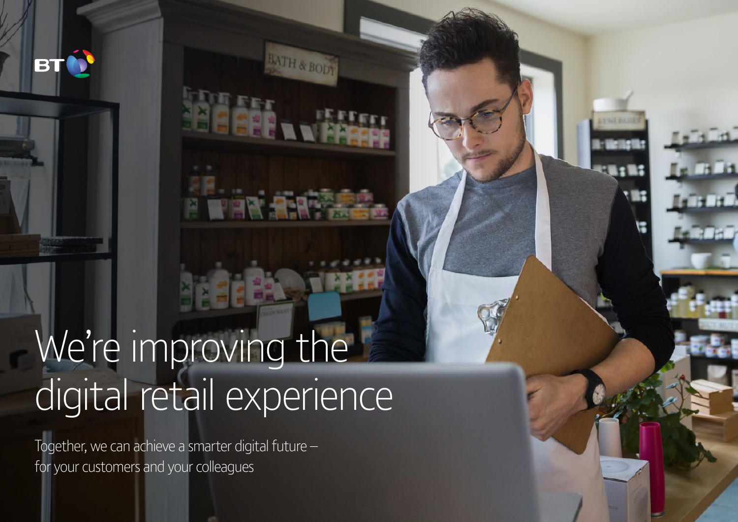BT

# We're improving the digital retail experience

Together, we can achieve a smarter digital future – for your customers and your colleagues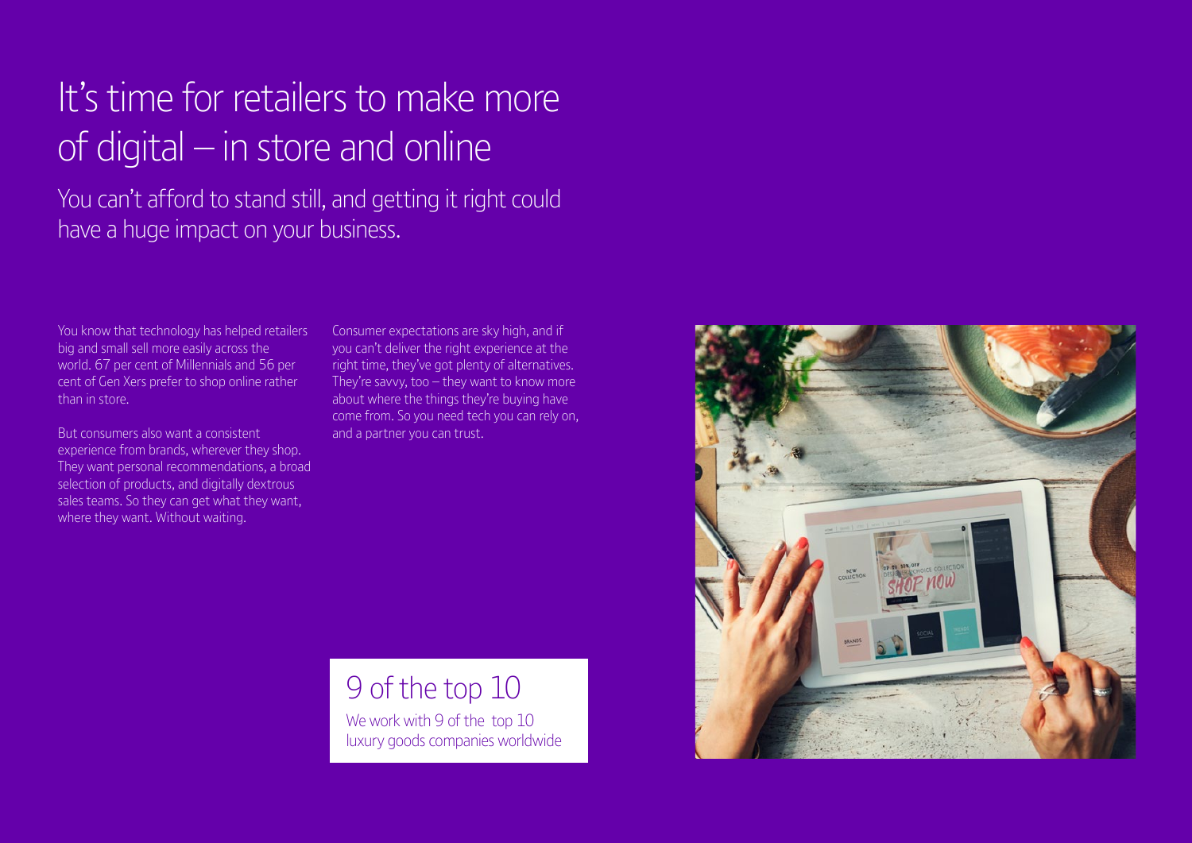# It's time for retailers to make more of digital – in store and online

## You can't afford to stand still, and getting it right could have a huge impact on your business.

You know that technology has helped retailers big and small sell more easily across the world. 67 per cent of Millennials and 56 per cent of Gen Xers prefer to shop online rather than in store.

But consumers also want a consistent experience from brands, wherever they shop. They want personal recommendations, a broad selection of products, and digitally dextrous sales teams. So they can get what they want, where they want. Without waiting.

Consumer expectations are sky high, and if you can't deliver the right experience at the right time, they've got plenty of alternatives. They're savvy, too – they want to know more about where the things they're buying have come from. So you need tech you can rely on, and a partner you can trust.

### 9 of the top 10

We work with 9 of the top 10 luxury goods companies worldwide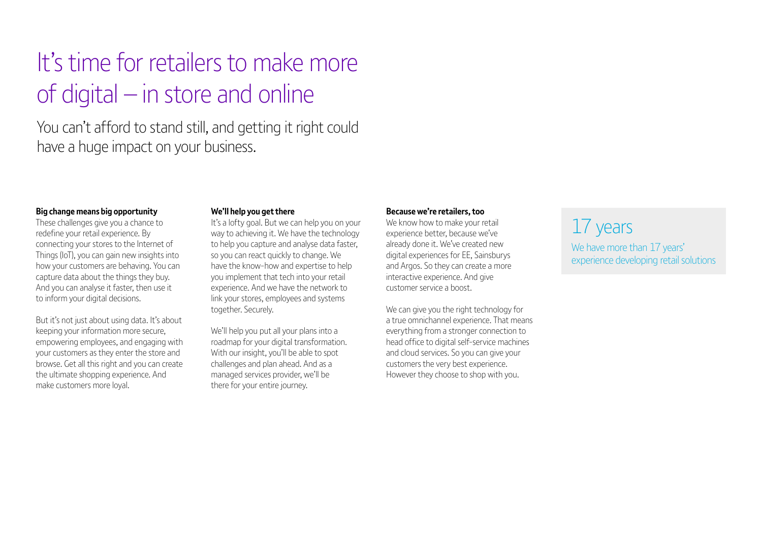# It's time for retailers to make more of digital – in store and online

You can't afford to stand still, and getting it right could have a huge impact on your business.

**Big change means big opportunity**
These challenges give you a chance to redefine your retail experience. By connecting your stores to the Internet of Things (IoT), you can gain new insights into how your customers are behaving. You can capture data about the things they buy. And you can analyse it faster, then use it to inform your digital decisions.

But it's not just about using data. It's about keeping your information more secure, empowering employees, and engaging with your customers as they enter the store and browse. Get all this right and you can create the ultimate shopping experience. And make customers more loyal.

**We'll help you get there**
It's a lofty goal. But we can help you on your way to achieving it. We have the technology to help you capture and analyse data faster, so you can react quickly to change. We have the know-how and expertise to help you implement that tech into your retail experience. And we have the network to link your stores, employees and systems together. Securely.

We'll help you put all your plans into a roadmap for your digital transformation. With our insight, you'll be able to spot challenges and plan ahead. And as a managed services provider, we'll be there for your entire journey.

**Because we're retailers, too**
We know how to make your retail experience better, because we've already done it. We've created new digital experiences for EE, Sainsburys and Argos. So they can create a more interactive experience. And give customer service a boost.

We can give you the right technology for a true omnichannel experience. That means everything from a stronger connection to head office to digital self-service machines and cloud services. So you can give your customers the very best experience. However they choose to shop with you.

## 17 years

We have more than 17 years' experience developing retail solutions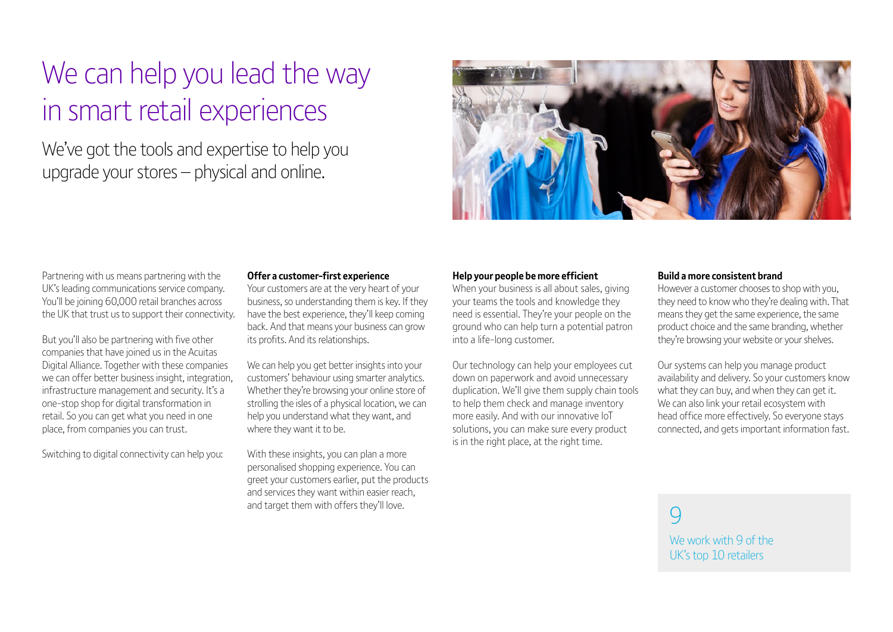# We can help you lead the way in smart retail experiences

We've got the tools and expertise to help you upgrade your stores – physical and online.

Partnering with us means partnering with the UK's leading communications service company. You'll be joining 60,000 retail branches across the UK that trust us to support their connectivity.

But you'll also be partnering with five other companies that have joined us in the Acuitas Digital Alliance. Together with these companies we can offer better business insight, integration, infrastructure management and security. It's a one-stop shop for digital transformation in retail. So you can get what you need in one place, from companies you can trust.

Switching to digital connectivity can help you:

**Offer a customer-first experience**
Your customers are at the very heart of your business, so understanding them is key. If they have the best experience, they'll keep coming back. And that means your business can grow its profits. And its relationships.

We can help you get better insights into your customers' behaviour using smarter analytics. Whether they're browsing your online store of strolling the isles of a physical location, we can help you understand what they want, and where they want it to be.

With these insights, you can plan a more personalised shopping experience. You can greet your customers earlier, put the products and services they want within easier reach, and target them with offers they'll love.

**Help your people be more efficient**
When your business is all about sales, giving your teams the tools and knowledge they need is essential. They're your people on the ground who can help turn a potential patron into a life-long customer.

Our technology can help your employees cut down on paperwork and avoid unnecessary duplication. We'll give them supply chain tools to help them check and manage inventory more easily. And with our innovative IoT solutions, you can make sure every product is in the right place, at the right time.

**Build a more consistent brand**
However a customer chooses to shop with you, they need to know who they're dealing with. That means they get the same experience, the same product choice and the same branding, whether they're browsing your website or your shelves.

Our systems can help you manage product availability and delivery. So your customers know what they can buy, and when they can get it. We can also link your retail ecosystem with head office more effectively. So everyone stays connected, and gets important information fast.

9

We work with 9 of the UK's top 10 retailers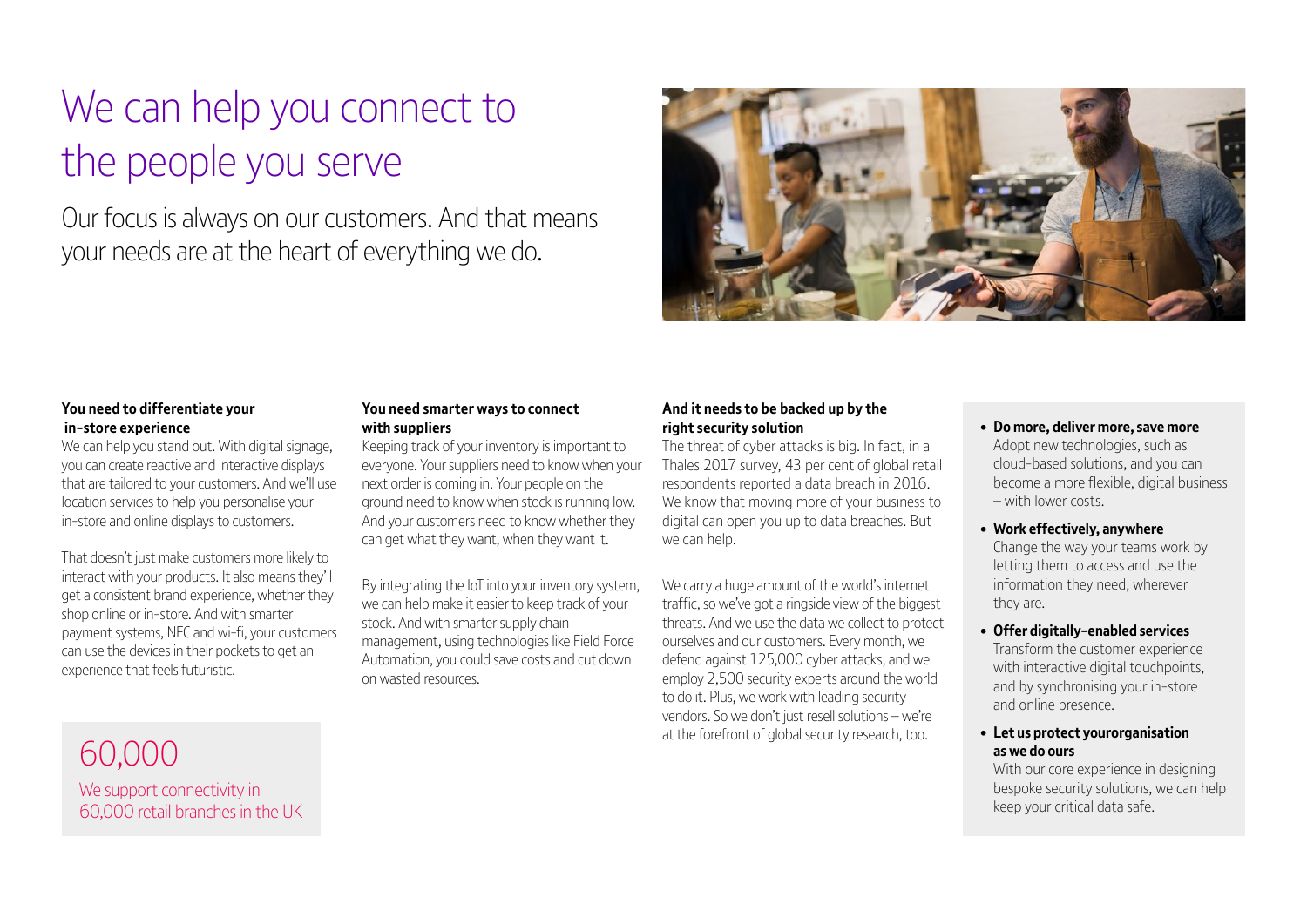# We can help you connect to the people you serve

Our focus is always on our customers. And that means your needs are at the heart of everything we do.

**You need to differentiate your in-store experience**

We can help you stand out. With digital signage, you can create reactive and interactive displays that are tailored to your customers. And we'll use location services to help you personalise your in-store and online displays to customers.

That doesn't just make customers more likely to interact with your products. It also means they'll get a consistent brand experience, whether they shop online or in-store. And with smarter payment systems, NFC and wi-fi, your customers can use the devices in their pockets to get an experience that feels futuristic.

**You need smarter ways to connect with suppliers**

Keeping track of your inventory is important to everyone. Your suppliers need to know when your next order is coming in. Your people on the ground need to know when stock is running low. And your customers need to know whether they can get what they want, when they want it.

By integrating the IoT into your inventory system, we can help make it easier to keep track of your stock. And with smarter supply chain management, using technologies like Field Force Automation, you could save costs and cut down on wasted resources.

**And it needs to be backed up by the right security solution**

The threat of cyber attacks is big. In fact, in a Thales 2017 survey, 43 per cent of global retail respondents reported a data breach in 2016. We know that moving more of your business to digital can open you up to data breaches. But we can help.

We carry a huge amount of the world's internet traffic, so we've got a ringside view of the biggest threats. And we use the data we collect to protect ourselves and our customers. Every month, we defend against 125,000 cyber attacks, and we employ 2,500 security experts around the world to do it. Plus, we work with leading security vendors. So we don't just resell solutions – we're at the forefront of global security research, too.

60,000

We support connectivity in 60,000 retail branches in the UK

- **Do more, deliver more, save more**
  Adopt new technologies, such as cloud-based solutions, and you can become a more flexible, digital business – with lower costs.
- **Work effectively, anywhere**
  Change the way your teams work by letting them to access and use the information they need, wherever they are.
- **Offer digitally-enabled services**
  Transform the customer experience with interactive digital touchpoints, and by synchronising your in-store and online presence.
- **Let us protect yourorganisation as we do ours**
  With our core experience in designing bespoke security solutions, we can help keep your critical data safe.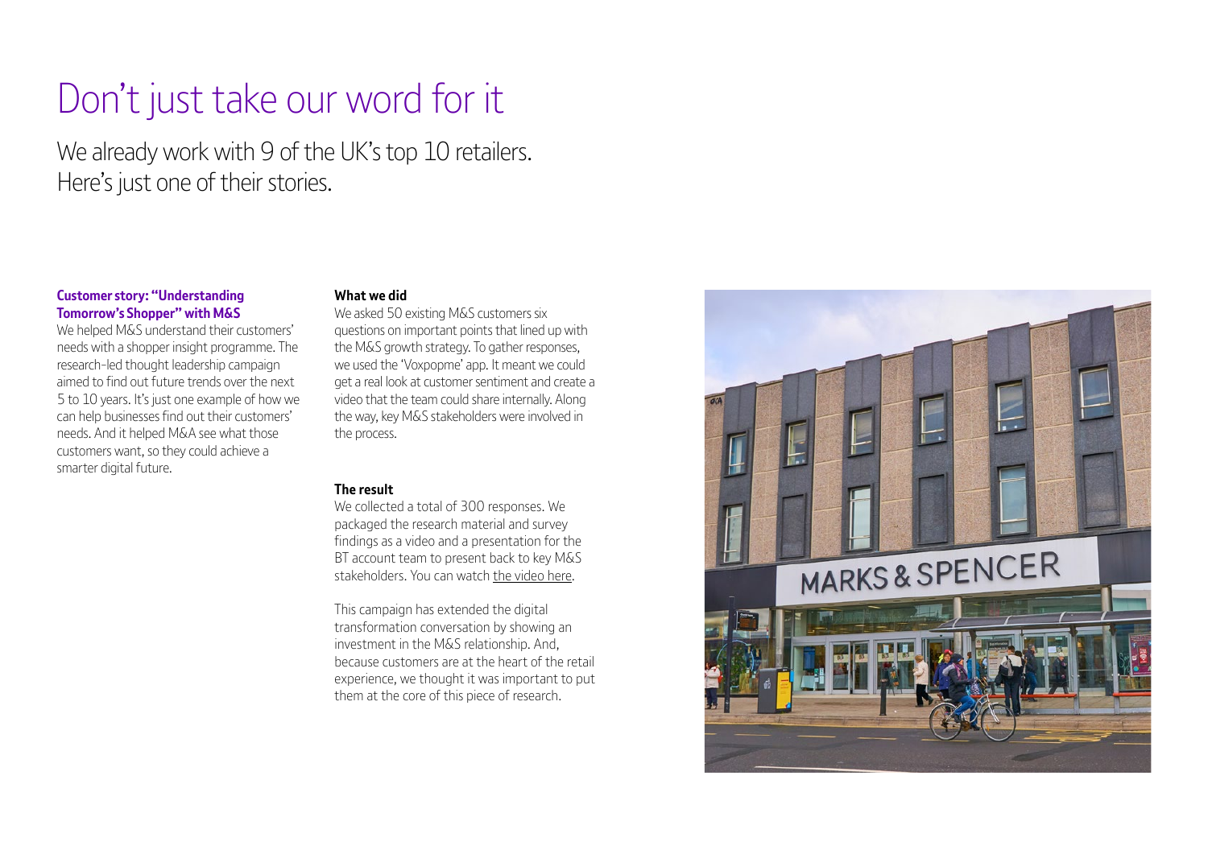# Don't just take our word for it

We already work with 9 of the UK's top 10 retailers.
Here's just one of their stories.

**Customer story: "Understanding Tomorrow's Shopper" with M&S**

We helped M&S understand their customers' needs with a shopper insight programme. The research-led thought leadership campaign aimed to find out future trends over the next 5 to 10 years. It's just one example of how we can help businesses find out their customers' needs. And it helped M&A see what those customers want, so they could achieve a smarter digital future.

**What we did**

We asked 50 existing M&S customers six questions on important points that lined up with the M&S growth strategy. To gather responses, we used the 'Voxpopme' app. It meant we could get a real look at customer sentiment and create a video that the team could share internally. Along the way, key M&S stakeholders were involved in the process.

**The result**

We collected a total of 300 responses. We packaged the research material and survey findings as a video and a presentation for the BT account team to present back to key M&S stakeholders. You can watch the video here.

This campaign has extended the digital transformation conversation by showing an investment in the M&S relationship. And, because customers are at the heart of the retail experience, we thought it was important to put them at the core of this piece of research.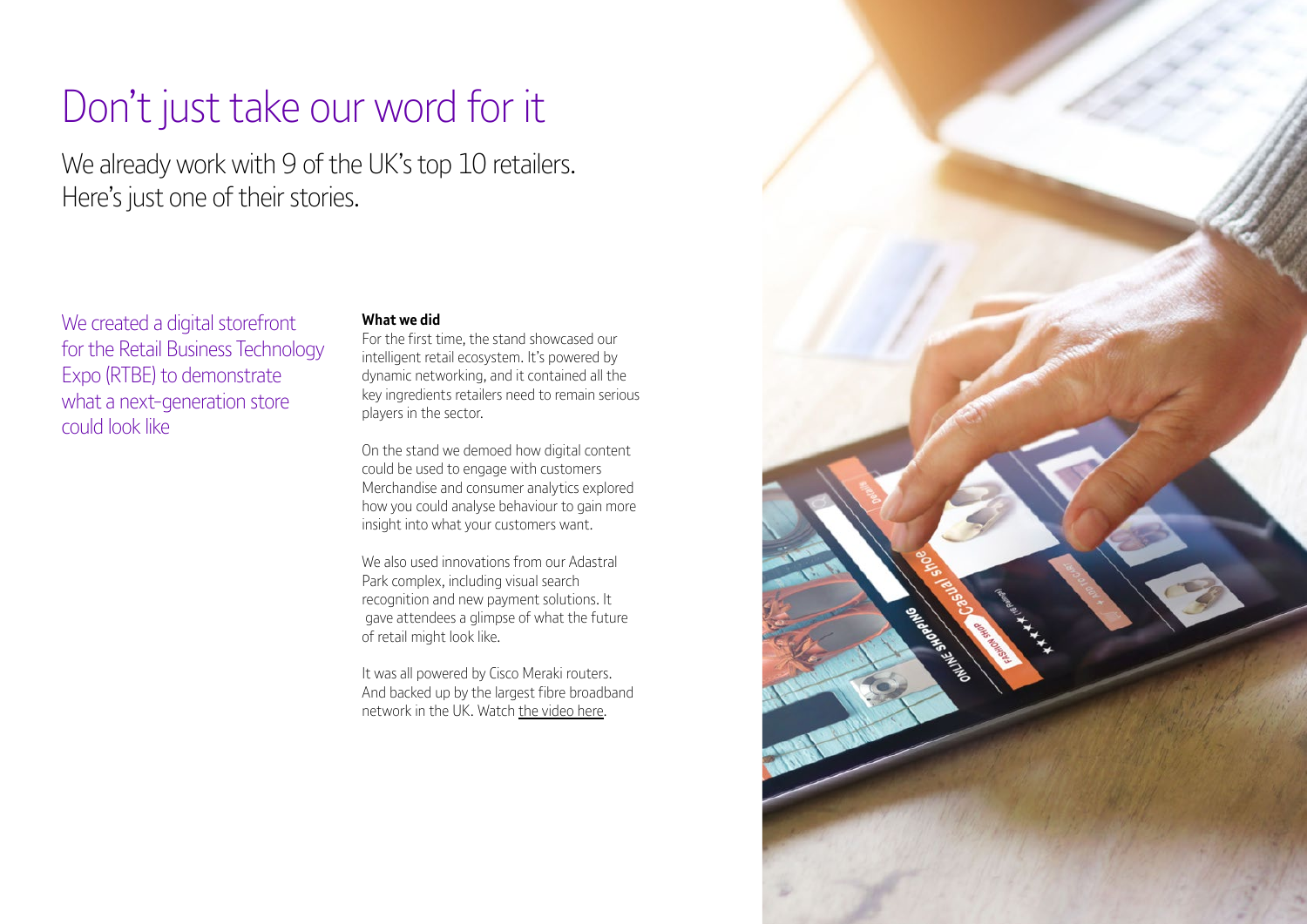# Don't just take our word for it

We already work with 9 of the UK's top 10 retailers. Here's just one of their stories.

We created a digital storefront for the Retail Business Technology Expo (RTBE) to demonstrate what a next-generation store could look like

**What we did**

For the first time, the stand showcased our intelligent retail ecosystem. It's powered by dynamic networking, and it contained all the key ingredients retailers need to remain serious players in the sector.

On the stand we demoed how digital content could be used to engage with customers Merchandise and consumer analytics explored how you could analyse behaviour to gain more insight into what your customers want.

We also used innovations from our Adastral Park complex, including visual search recognition and new payment solutions. It gave attendees a glimpse of what the future of retail might look like.

It was all powered by Cisco Meraki routers. And backed up by the largest fibre broadband network in the UK. Watch the video here.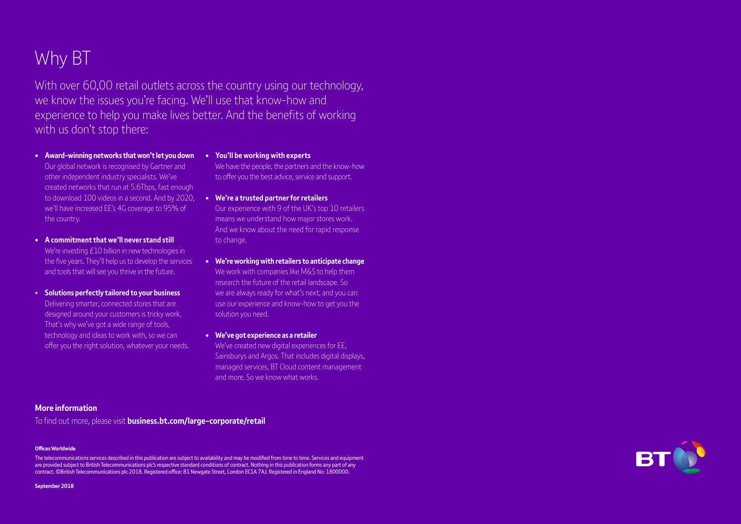# Why BT

With over 60,00 retail outlets across the country using our technology, we know the issues you're facing. We'll use that know-how and experience to help you make lives better. And the benefits of working with us don't stop there:

- **Award-winning networks that won't let you down**
  Our global network is recognised by Gartner and other independent industry specialists. We've created networks that run at 5.6Tbps, fast enough to download 100 videos in a second. And by 2020, we'll have increased EE's 4G coverage to 95% of the country.

- **A commitment that we'll never stand still**
  We're investing £10 billion in new technologies in the five years. They'll help us to develop the services and tools that will see you thrive in the future.

- **Solutions perfectly tailored to your business**
  Delivering smarter, connected stores that are designed around your customers is tricky work. That's why we've got a wide range of tools, technology and ideas to work with, so we can offer you the right solution, whatever your needs.

- **You'll be working with experts**
  We have the people, the partners and the know-how to offer you the best advice, service and support.

- **We're a trusted partner for retailers**
  Our experience with 9 of the UK's top 10 retailers means we understand how major stores work. And we know about the need for rapid response to change.

- **We're working with retailers to anticipate change**
  We work with companies like M&S to help them research the future of the retail landscape. So we are always ready for what's next, and you can use our experience and know-how to get you the solution you need.

- **We've got experience as a retailer**
  We've created new digital experiences for EE, Sainsburys and Argos. That includes digital displays, managed services, BT Cloud content management and more. So we know what works.

## More information

To find out more, please visit **business.bt.com/large-corporate/retail**

**Offices Worldwide**

The telecommunications services described in this publication are subject to availability and may be modified from time to time. Services and equipment are provided subject to British Telecommunications plc's respective standard conditions of contract. Nothing in this publication forms any part of any contract. ©British Telecommunications plc 2018. Registered office: 81 Newgate Street, London EC1A 7AJ. Registered in England No: 1800000.

**September 2018**